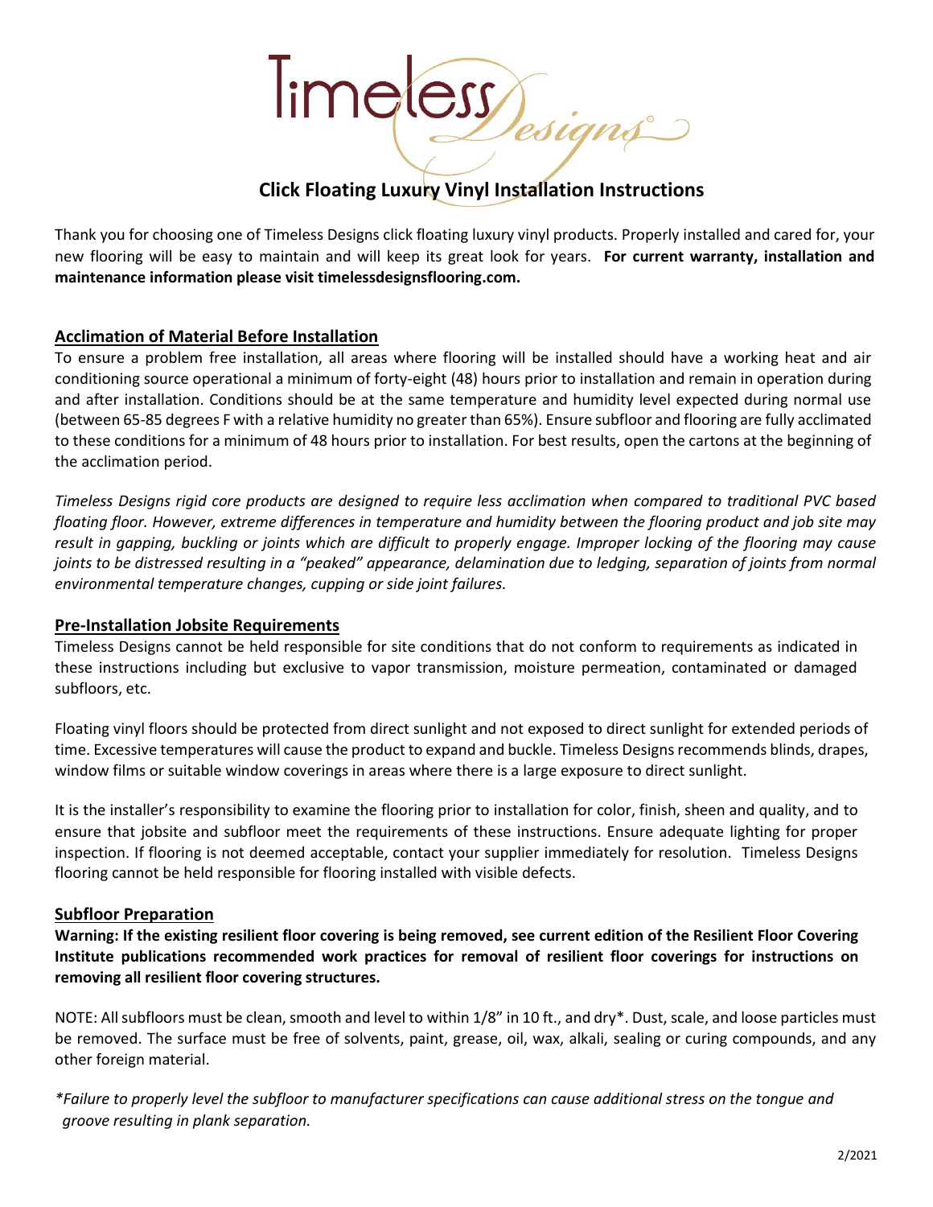# Timeless Designs

## Click Floating Luxury Vinyl Installation Instructions

Thank you for choosing one of Timeless Designs click floating luxury vinyl products. Properly installed and cared for, your new flooring will be easy to maintain and will keep its great look for years. **For current warranty, installation and maintenance information please visit timelessdesignsflooring.com.**

### Acclimation of Material Before Installation

To ensure a problem free installation, all areas where flooring will be installed should have a working heat and air conditioning source operational a minimum of forty-eight (48) hours prior to installation and remain in operation during and after installation. Conditions should be at the same temperature and humidity level expected during normal use (between 65-85 degrees F with a relative humidity no greater than 65%). Ensure subfloor and flooring are fully acclimated to these conditions for a minimum of 48 hours prior to installation. For best results, open the cartons at the beginning of the acclimation period.

*Timeless Designs rigid core products are designed to require less acclimation when compared to traditional PVC based floating floor. However, extreme differences in temperature and humidity between the flooring product and job site may result in gapping, buckling or joints which are difficult to properly engage. Improper locking of the flooring may cause joints to be distressed resulting in a "peaked" appearance, delamination due to ledging, separation of joints from normal environmental temperature changes, cupping or side joint failures.*

### Pre-Installation Jobsite Requirements

Timeless Designs cannot be held responsible for site conditions that do not conform to requirements as indicated in these instructions including but exclusive to vapor transmission, moisture permeation, contaminated or damaged subfloors, etc.

Floating vinyl floors should be protected from direct sunlight and not exposed to direct sunlight for extended periods of time. Excessive temperatures will cause the product to expand and buckle. Timeless Designs recommends blinds, drapes, window films or suitable window coverings in areas where there is a large exposure to direct sunlight.

It is the installer's responsibility to examine the flooring prior to installation for color, finish, sheen and quality, and to ensure that jobsite and subfloor meet the requirements of these instructions. Ensure adequate lighting for proper inspection. If flooring is not deemed acceptable, contact your supplier immediately for resolution. Timeless Designs flooring cannot be held responsible for flooring installed with visible defects.

### Subfloor Preparation

**Warning: If the existing resilient floor covering is being removed, see current edition of the Resilient Floor Covering Institute publications recommended work practices for removal of resilient floor coverings for instructions on removing all resilient floor covering structures.**

NOTE: All subfloors must be clean, smooth and level to within 1/8" in 10 ft., and dry*. Dust, scale, and loose particles must be removed. The surface must be free of solvents, paint, grease, oil, wax, alkali, sealing or curing compounds, and any other foreign material.

*\*Failure to properly level the subfloor to manufacturer specifications can cause additional stress on the tongue and groove resulting in plank separation.*

2/2021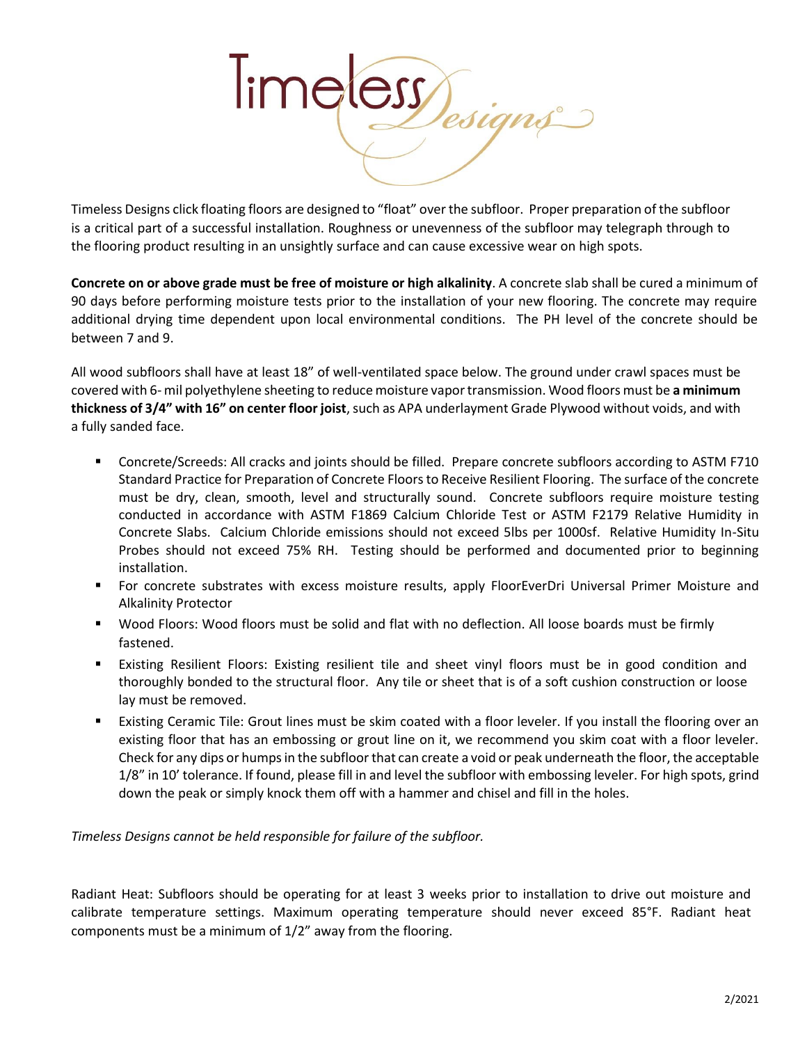Timeless Designs click floating floors are designed to "float" over the subfloor. Proper preparation of the subfloor is a critical part of a successful installation. Roughness or unevenness of the subfloor may telegraph through to the flooring product resulting in an unsightly surface and can cause excessive wear on high spots.

**Concrete on or above grade must be free of moisture or high alkalinity**. A concrete slab shall be cured a minimum of 90 days before performing moisture tests prior to the installation of your new flooring. The concrete may require additional drying time dependent upon local environmental conditions. The PH level of the concrete should be between 7 and 9.

All wood subfloors shall have at least 18" of well-ventilated space below. The ground under crawl spaces must be covered with 6- mil polyethylene sheeting to reduce moisture vapor transmission. Wood floors must be **a minimum thickness of 3/4" with 16" on center floor joist**, such as APA underlayment Grade Plywood without voids, and with a fully sanded face.

- Concrete/Screeds: All cracks and joints should be filled. Prepare concrete subfloors according to ASTM F710 Standard Practice for Preparation of Concrete Floors to Receive Resilient Flooring. The surface of the concrete must be dry, clean, smooth, level and structurally sound. Concrete subfloors require moisture testing conducted in accordance with ASTM F1869 Calcium Chloride Test or ASTM F2179 Relative Humidity in Concrete Slabs. Calcium Chloride emissions should not exceed 5lbs per 1000sf. Relative Humidity In-Situ Probes should not exceed 75% RH. Testing should be performed and documented prior to beginning installation.
- For concrete substrates with excess moisture results, apply FloorEverDri Universal Primer Moisture and Alkalinity Protector
- Wood Floors: Wood floors must be solid and flat with no deflection. All loose boards must be firmly fastened.
- Existing Resilient Floors: Existing resilient tile and sheet vinyl floors must be in good condition and thoroughly bonded to the structural floor. Any tile or sheet that is of a soft cushion construction or loose lay must be removed.
- Existing Ceramic Tile: Grout lines must be skim coated with a floor leveler. If you install the flooring over an existing floor that has an embossing or grout line on it, we recommend you skim coat with a floor leveler. Check for any dips or humps in the subfloor that can create a void or peak underneath the floor, the acceptable 1/8" in 10' tolerance. If found, please fill in and level the subfloor with embossing leveler. For high spots, grind down the peak or simply knock them off with a hammer and chisel and fill in the holes.

*Timeless Designs cannot be held responsible for failure of the subfloor.*

Radiant Heat: Subfloors should be operating for at least 3 weeks prior to installation to drive out moisture and calibrate temperature settings. Maximum operating temperature should never exceed 85°F. Radiant heat components must be a minimum of 1/2" away from the flooring.

2/2021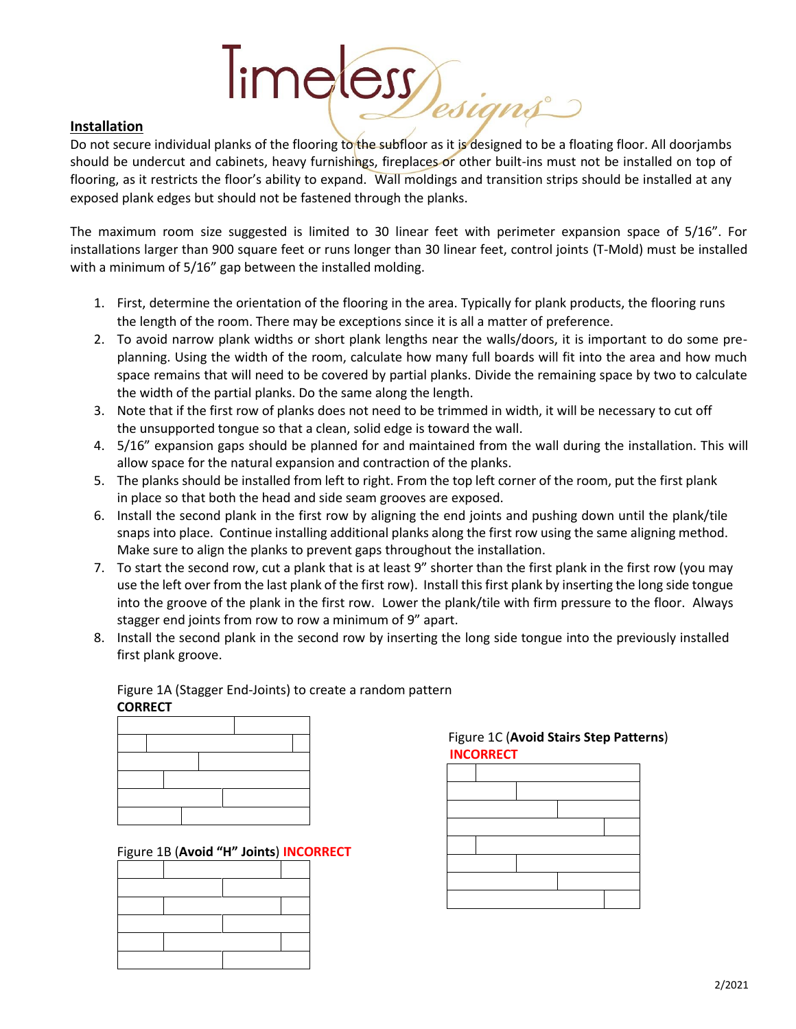## Installation

Do not secure individual planks of the flooring to the subfloor as it is designed to be a floating floor. All doorjambs should be undercut and cabinets, heavy furnishings, fireplaces or other built-ins must not be installed on top of flooring, as it restricts the floor's ability to expand. Wall moldings and transition strips should be installed at any exposed plank edges but should not be fastened through the planks.

The maximum room size suggested is limited to 30 linear feet with perimeter expansion space of 5/16". For installations larger than 900 square feet or runs longer than 30 linear feet, control joints (T-Mold) must be installed with a minimum of 5/16" gap between the installed molding.

1. First, determine the orientation of the flooring in the area. Typically for plank products, the flooring runs the length of the room. There may be exceptions since it is all a matter of preference.
2. To avoid narrow plank widths or short plank lengths near the walls/doors, it is important to do some pre-planning. Using the width of the room, calculate how many full boards will fit into the area and how much space remains that will need to be covered by partial planks. Divide the remaining space by two to calculate the width of the partial planks. Do the same along the length.
3. Note that if the first row of planks does not need to be trimmed in width, it will be necessary to cut off the unsupported tongue so that a clean, solid edge is toward the wall.
4. 5/16" expansion gaps should be planned for and maintained from the wall during the installation. This will allow space for the natural expansion and contraction of the planks.
5. The planks should be installed from left to right. From the top left corner of the room, put the first plank in place so that both the head and side seam grooves are exposed.
6. Install the second plank in the first row by aligning the end joints and pushing down until the plank/tile snaps into place. Continue installing additional planks along the first row using the same aligning method. Make sure to align the planks to prevent gaps throughout the installation.
7. To start the second row, cut a plank that is at least 9" shorter than the first plank in the first row (you may use the left over from the last plank of the first row). Install this first plank by inserting the long side tongue into the groove of the plank in the first row. Lower the plank/tile with firm pressure to the floor. Always stagger end joints from row to row a minimum of 9" apart.
8. Install the second plank in the second row by inserting the long side tongue into the previously installed first plank groove.

Figure 1A (Stagger End-Joints) to create a random pattern
**CORRECT**

Figure 1B (**Avoid "H" Joints**) **INCORRECT**

Figure 1C (**Avoid Stairs Step Patterns**)
**INCORRECT**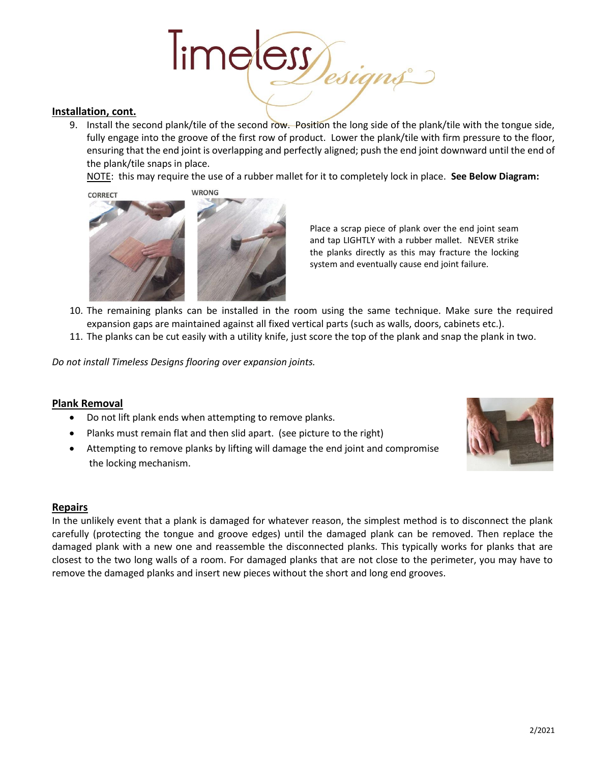## Installation, cont.

9. Install the second plank/tile of the second row. Position the long side of the plank/tile with the tongue side, fully engage into the groove of the first row of product. Lower the plank/tile with firm pressure to the floor, ensuring that the end joint is overlapping and perfectly aligned; push the end joint downward until the end of the plank/tile snaps in place.

   NOTE: this may require the use of a rubber mallet for it to completely lock in place. **See Below Diagram:**

   CORRECT WRONG

   Place a scrap piece of plank over the end joint seam and tap LIGHTLY with a rubber mallet. NEVER strike the planks directly as this may fracture the locking system and eventually cause end joint failure.

10. The remaining planks can be installed in the room using the same technique. Make sure the required expansion gaps are maintained against all fixed vertical parts (such as walls, doors, cabinets etc.).
11. The planks can be cut easily with a utility knife, just score the top of the plank and snap the plank in two.

*Do not install Timeless Designs flooring over expansion joints.*

## Plank Removal

- Do not lift plank ends when attempting to remove planks.
- Planks must remain flat and then slid apart. (see picture to the right)
- Attempting to remove planks by lifting will damage the end joint and compromise the locking mechanism.

## Repairs

In the unlikely event that a plank is damaged for whatever reason, the simplest method is to disconnect the plank carefully (protecting the tongue and groove edges) until the damaged plank can be removed. Then replace the damaged plank with a new one and reassemble the disconnected planks. This typically works for planks that are closest to the two long walls of a room. For damaged planks that are not close to the perimeter, you may have to remove the damaged planks and insert new pieces without the short and long end grooves.

2/2021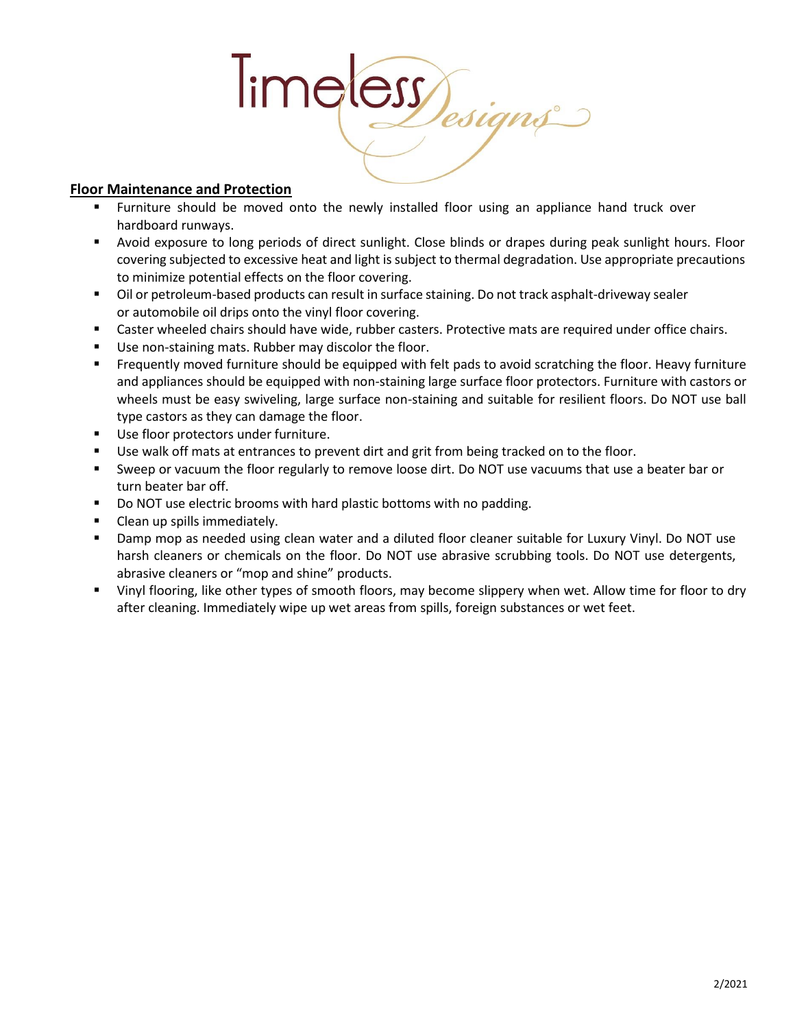Timeless Designs

**Floor Maintenance and Protection**

- Furniture should be moved onto the newly installed floor using an appliance hand truck over hardboard runways.
- Avoid exposure to long periods of direct sunlight. Close blinds or drapes during peak sunlight hours. Floor covering subjected to excessive heat and light is subject to thermal degradation. Use appropriate precautions to minimize potential effects on the floor covering.
- Oil or petroleum-based products can result in surface staining. Do not track asphalt-driveway sealer or automobile oil drips onto the vinyl floor covering.
- Caster wheeled chairs should have wide, rubber casters. Protective mats are required under office chairs.
- Use non-staining mats. Rubber may discolor the floor.
- Frequently moved furniture should be equipped with felt pads to avoid scratching the floor. Heavy furniture and appliances should be equipped with non-staining large surface floor protectors. Furniture with castors or wheels must be easy swiveling, large surface non-staining and suitable for resilient floors. Do NOT use ball type castors as they can damage the floor.
- Use floor protectors under furniture.
- Use walk off mats at entrances to prevent dirt and grit from being tracked on to the floor.
- Sweep or vacuum the floor regularly to remove loose dirt. Do NOT use vacuums that use a beater bar or turn beater bar off.
- Do NOT use electric brooms with hard plastic bottoms with no padding.
- Clean up spills immediately.
- Damp mop as needed using clean water and a diluted floor cleaner suitable for Luxury Vinyl. Do NOT use harsh cleaners or chemicals on the floor. Do NOT use abrasive scrubbing tools. Do NOT use detergents, abrasive cleaners or "mop and shine" products.
- Vinyl flooring, like other types of smooth floors, may become slippery when wet. Allow time for floor to dry after cleaning. Immediately wipe up wet areas from spills, foreign substances or wet feet.

2/2021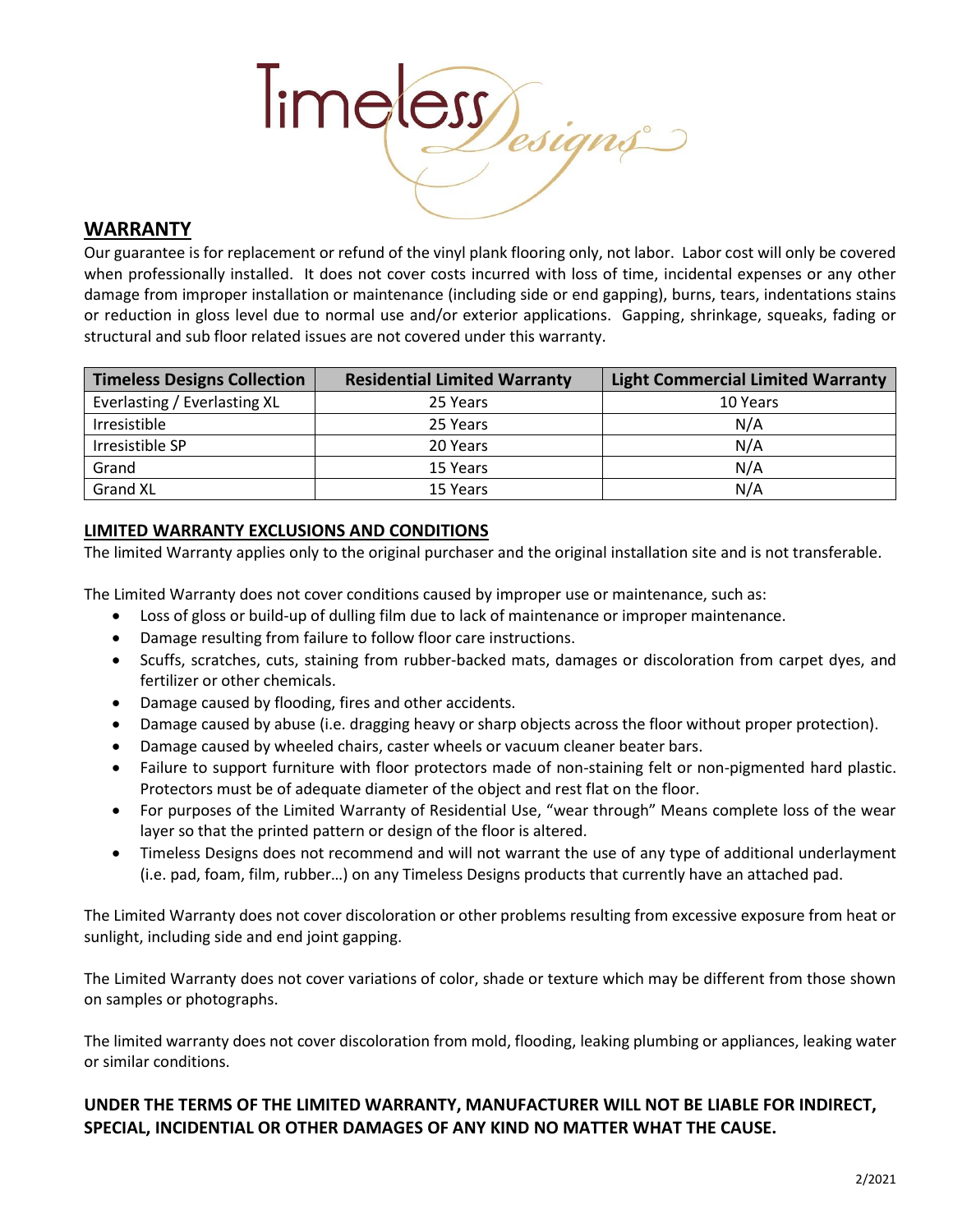Timeless Designs

## WARRANTY

Our guarantee is for replacement or refund of the vinyl plank flooring only, not labor. Labor cost will only be covered when professionally installed. It does not cover costs incurred with loss of time, incidental expenses or any other damage from improper installation or maintenance (including side or end gapping), burns, tears, indentations stains or reduction in gloss level due to normal use and/or exterior applications. Gapping, shrinkage, squeaks, fading or structural and sub floor related issues are not covered under this warranty.

| Timeless Designs Collection | Residential Limited Warranty | Light Commercial Limited Warranty |
|---|---|---|
| Everlasting / Everlasting XL | 25 Years | 10 Years |
| Irresistible | 25 Years | N/A |
| Irresistible SP | 20 Years | N/A |
| Grand | 15 Years | N/A |
| Grand XL | 15 Years | N/A |

### LIMITED WARRANTY EXCLUSIONS AND CONDITIONS

The limited Warranty applies only to the original purchaser and the original installation site and is not transferable.

The Limited Warranty does not cover conditions caused by improper use or maintenance, such as:

- Loss of gloss or build-up of dulling film due to lack of maintenance or improper maintenance.
- Damage resulting from failure to follow floor care instructions.
- Scuffs, scratches, cuts, staining from rubber-backed mats, damages or discoloration from carpet dyes, and fertilizer or other chemicals.
- Damage caused by flooding, fires and other accidents.
- Damage caused by abuse (i.e. dragging heavy or sharp objects across the floor without proper protection).
- Damage caused by wheeled chairs, caster wheels or vacuum cleaner beater bars.
- Failure to support furniture with floor protectors made of non-staining felt or non-pigmented hard plastic. Protectors must be of adequate diameter of the object and rest flat on the floor.
- For purposes of the Limited Warranty of Residential Use, "wear through" Means complete loss of the wear layer so that the printed pattern or design of the floor is altered.
- Timeless Designs does not recommend and will not warrant the use of any type of additional underlayment (i.e. pad, foam, film, rubber…) on any Timeless Designs products that currently have an attached pad.

The Limited Warranty does not cover discoloration or other problems resulting from excessive exposure from heat or sunlight, including side and end joint gapping.

The Limited Warranty does not cover variations of color, shade or texture which may be different from those shown on samples or photographs.

The limited warranty does not cover discoloration from mold, flooding, leaking plumbing or appliances, leaking water or similar conditions.

**UNDER THE TERMS OF THE LIMITED WARRANTY, MANUFACTURER WILL NOT BE LIABLE FOR INDIRECT, SPECIAL, INCIDENTIAL OR OTHER DAMAGES OF ANY KIND NO MATTER WHAT THE CAUSE.**

2/2021